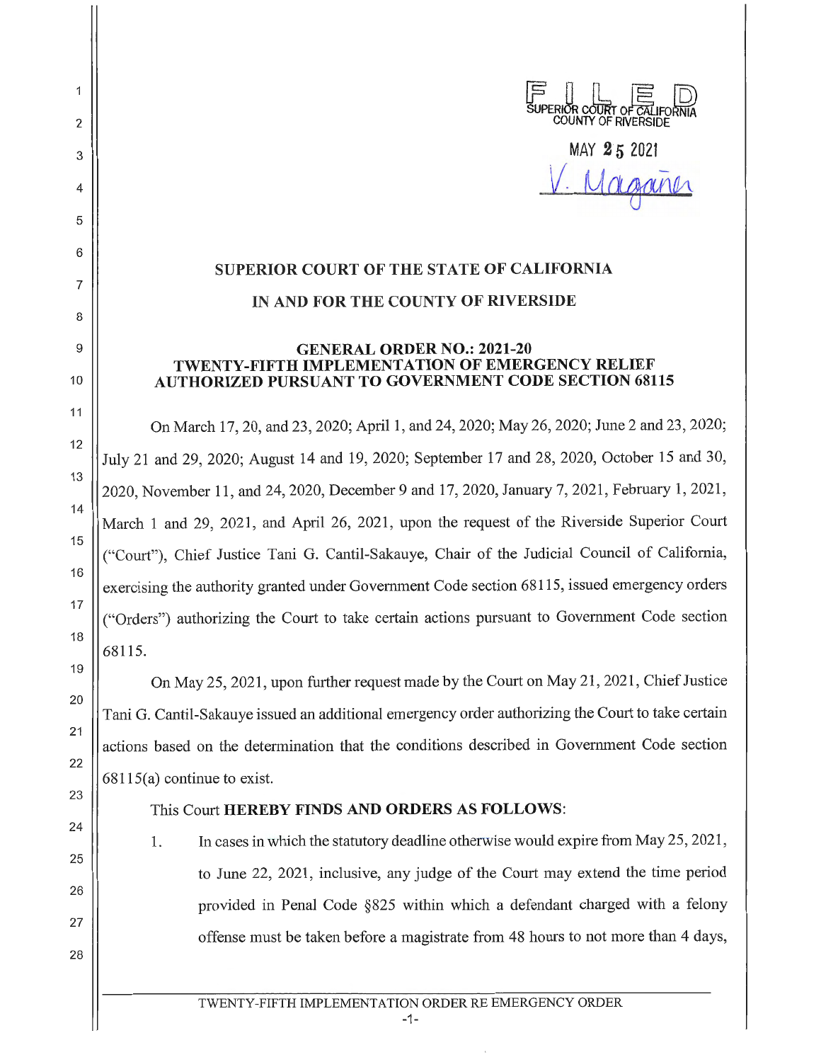FILED
SUPERIOR COURT OF CALIFORNIA
COUNTY OF RIVERSIDE

MAY 25 2021

V. Magana

**SUPERIOR COURT OF THE STATE OF CALIFORNIA**

**IN AND FOR THE COUNTY OF RIVERSIDE**

**GENERAL ORDER NO.: 2021-20**
**TWENTY-FIFTH IMPLEMENTATION OF EMERGENCY RELIEF AUTHORIZED PURSUANT TO GOVERNMENT CODE SECTION 68115**

On March 17, 20, and 23, 2020; April 1, and 24, 2020; May 26, 2020; June 2 and 23, 2020; July 21 and 29, 2020; August 14 and 19, 2020; September 17 and 28, 2020, October 15 and 30, 2020, November 11, and 24, 2020, December 9 and 17, 2020, January 7, 2021, February 1, 2021, March 1 and 29, 2021, and April 26, 2021, upon the request of the Riverside Superior Court ("Court"), Chief Justice Tani G. Cantil-Sakauye, Chair of the Judicial Council of California, exercising the authority granted under Government Code section 68115, issued emergency orders ("Orders") authorizing the Court to take certain actions pursuant to Government Code section 68115.

On May 25, 2021, upon further request made by the Court on May 21, 2021, Chief Justice Tani G. Cantil-Sakauye issued an additional emergency order authorizing the Court to take certain actions based on the determination that the conditions described in Government Code section 68115(a) continue to exist.

This Court **HEREBY FINDS AND ORDERS AS FOLLOWS**:

1. In cases in which the statutory deadline otherwise would expire from May 25, 2021, to June 22, 2021, inclusive, any judge of the Court may extend the time period provided in Penal Code §825 within which a defendant charged with a felony offense must be taken before a magistrate from 48 hours to not more than 4 days,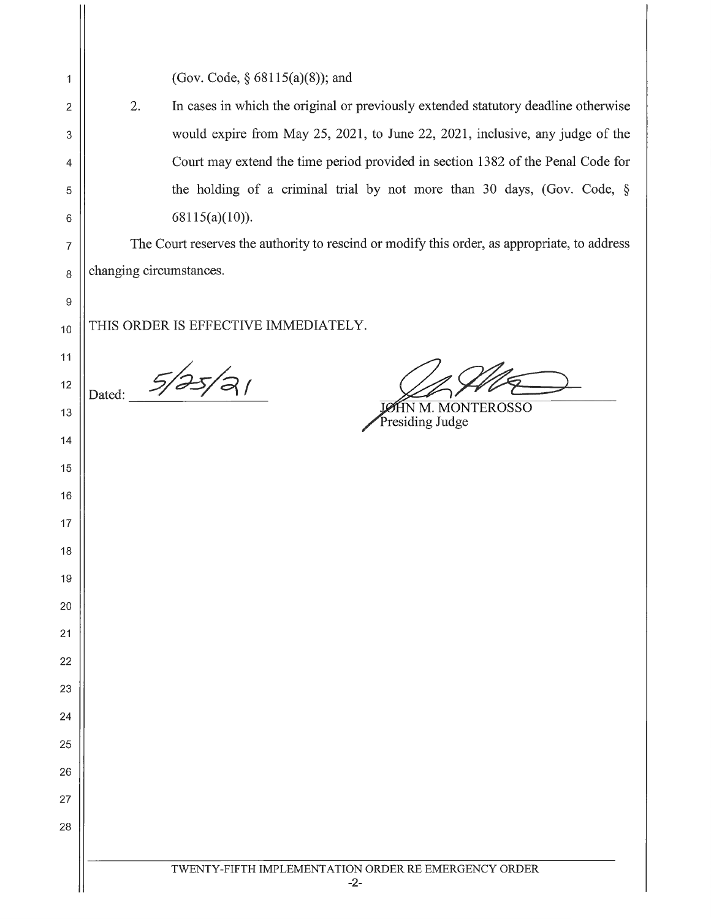(Gov. Code, § 68115(a)(8)); and

2. In cases in which the original or previously extended statutory deadline otherwise would expire from May 25, 2021, to June 22, 2021, inclusive, any judge of the Court may extend the time period provided in section 1382 of the Penal Code for the holding of a criminal trial by not more than 30 days, (Gov. Code, § 68115(a)(10)).

The Court reserves the authority to rescind or modify this order, as appropriate, to address changing circumstances.

THIS ORDER IS EFFECTIVE IMMEDIATELY.

Dated: 5/25/21

JOHN M. MONTEROSSO
Presiding Judge

TWENTY-FIFTH IMPLEMENTATION ORDER RE EMERGENCY ORDER